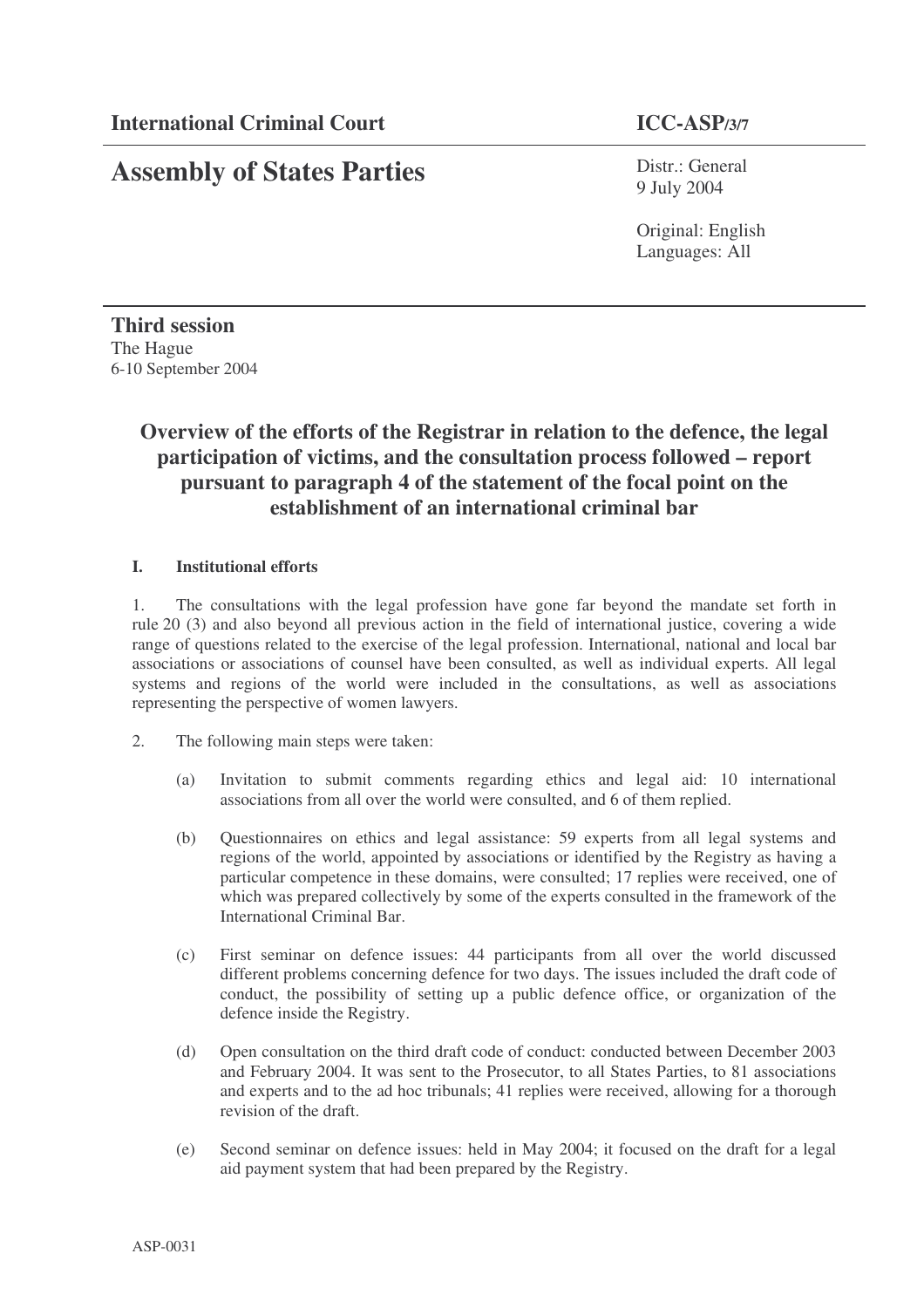**International Criminal Court** **ICC-ASP/3/7**

# Assembly of States Parties

Distr.: General
9 July 2004

Original: English
Languages: All

**Third session**
The Hague
6-10 September 2004

## Overview of the efforts of the Registrar in relation to the defence, the legal participation of victims, and the consultation process followed – report pursuant to paragraph 4 of the statement of the focal point on the establishment of an international criminal bar

### I. Institutional efforts

1. The consultations with the legal profession have gone far beyond the mandate set forth in rule 20 (3) and also beyond all previous action in the field of international justice, covering a wide range of questions related to the exercise of the legal profession. International, national and local bar associations or associations of counsel have been consulted, as well as individual experts. All legal systems and regions of the world were included in the consultations, as well as associations representing the perspective of women lawyers.

2. The following main steps were taken:

   (a) Invitation to submit comments regarding ethics and legal aid: 10 international associations from all over the world were consulted, and 6 of them replied.

   (b) Questionnaires on ethics and legal assistance: 59 experts from all legal systems and regions of the world, appointed by associations or identified by the Registry as having a particular competence in these domains, were consulted; 17 replies were received, one of which was prepared collectively by some of the experts consulted in the framework of the International Criminal Bar.

   (c) First seminar on defence issues: 44 participants from all over the world discussed different problems concerning defence for two days. The issues included the draft code of conduct, the possibility of setting up a public defence office, or organization of the defence inside the Registry.

   (d) Open consultation on the third draft code of conduct: conducted between December 2003 and February 2004. It was sent to the Prosecutor, to all States Parties, to 81 associations and experts and to the ad hoc tribunals; 41 replies were received, allowing for a thorough revision of the draft.

   (e) Second seminar on defence issues: held in May 2004; it focused on the draft for a legal aid payment system that had been prepared by the Registry.

ASP-0031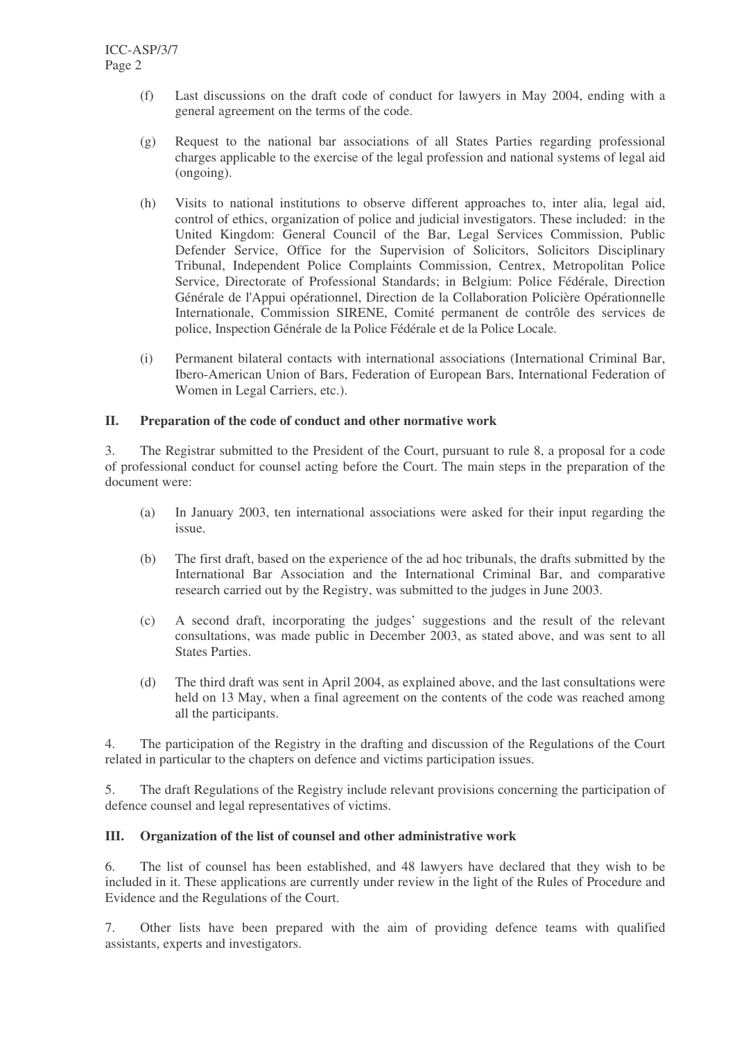(f) Last discussions on the draft code of conduct for lawyers in May 2004, ending with a general agreement on the terms of the code.

(g) Request to the national bar associations of all States Parties regarding professional charges applicable to the exercise of the legal profession and national systems of legal aid (ongoing).

(h) Visits to national institutions to observe different approaches to, inter alia, legal aid, control of ethics, organization of police and judicial investigators. These included: in the United Kingdom: General Council of the Bar, Legal Services Commission, Public Defender Service, Office for the Supervision of Solicitors, Solicitors Disciplinary Tribunal, Independent Police Complaints Commission, Centrex, Metropolitan Police Service, Directorate of Professional Standards; in Belgium: Police Fédérale, Direction Générale de l'Appui opérationnel, Direction de la Collaboration Policière Opérationnelle Internationale, Commission SIRENE, Comité permanent de contrôle des services de police, Inspection Générale de la Police Fédérale et de la Police Locale.

(i) Permanent bilateral contacts with international associations (International Criminal Bar, Ibero-American Union of Bars, Federation of European Bars, International Federation of Women in Legal Carriers, etc.).

## II. Preparation of the code of conduct and other normative work

3. The Registrar submitted to the President of the Court, pursuant to rule 8, a proposal for a code of professional conduct for counsel acting before the Court. The main steps in the preparation of the document were:

(a) In January 2003, ten international associations were asked for their input regarding the issue.

(b) The first draft, based on the experience of the ad hoc tribunals, the drafts submitted by the International Bar Association and the International Criminal Bar, and comparative research carried out by the Registry, was submitted to the judges in June 2003.

(c) A second draft, incorporating the judges' suggestions and the result of the relevant consultations, was made public in December 2003, as stated above, and was sent to all States Parties.

(d) The third draft was sent in April 2004, as explained above, and the last consultations were held on 13 May, when a final agreement on the contents of the code was reached among all the participants.

4. The participation of the Registry in the drafting and discussion of the Regulations of the Court related in particular to the chapters on defence and victims participation issues.

5. The draft Regulations of the Registry include relevant provisions concerning the participation of defence counsel and legal representatives of victims.

## III. Organization of the list of counsel and other administrative work

6. The list of counsel has been established, and 48 lawyers have declared that they wish to be included in it. These applications are currently under review in the light of the Rules of Procedure and Evidence and the Regulations of the Court.

7. Other lists have been prepared with the aim of providing defence teams with qualified assistants, experts and investigators.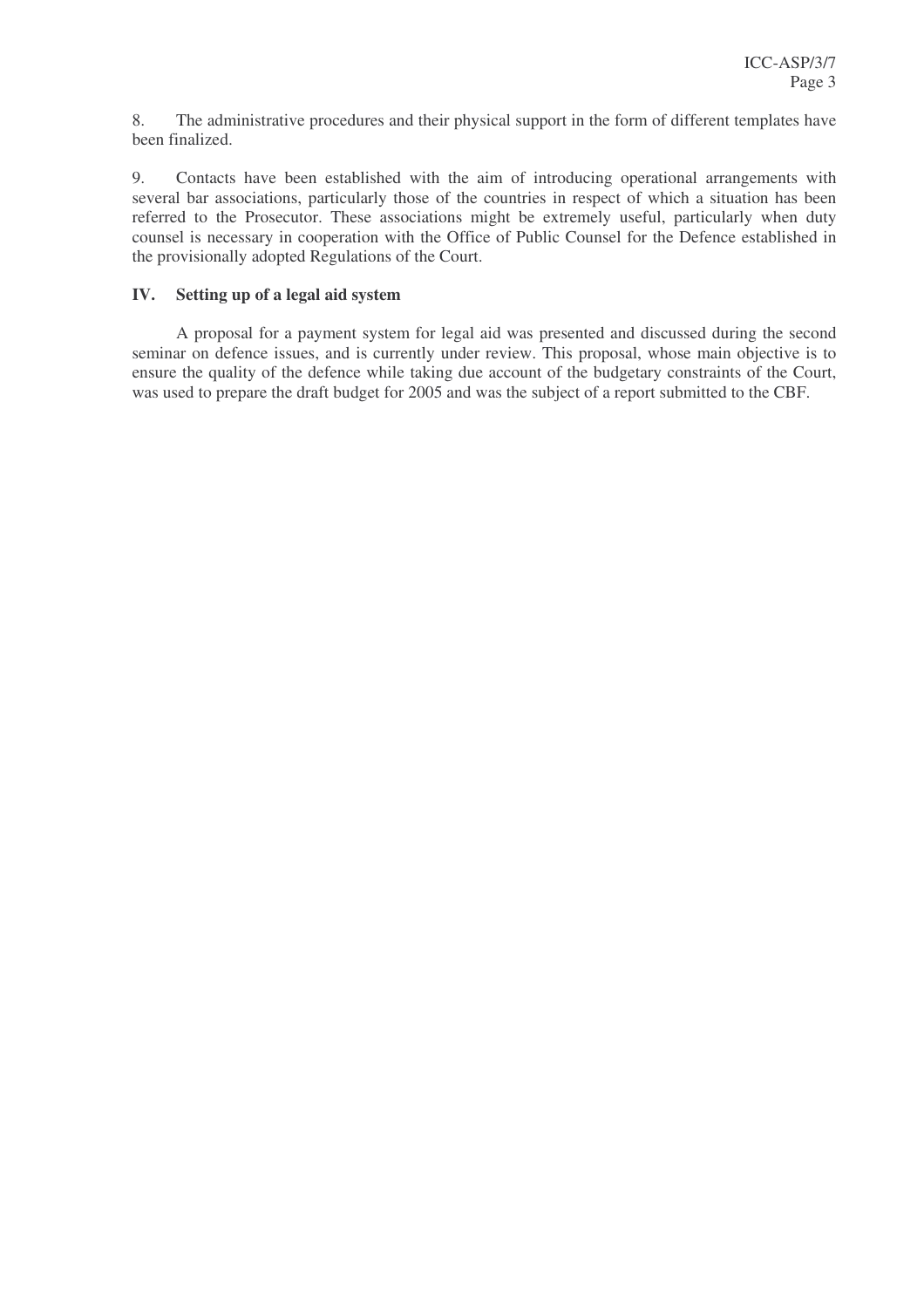8. The administrative procedures and their physical support in the form of different templates have been finalized.

9. Contacts have been established with the aim of introducing operational arrangements with several bar associations, particularly those of the countries in respect of which a situation has been referred to the Prosecutor. These associations might be extremely useful, particularly when duty counsel is necessary in cooperation with the Office of Public Counsel for the Defence established in the provisionally adopted Regulations of the Court.

## IV. Setting up of a legal aid system

A proposal for a payment system for legal aid was presented and discussed during the second seminar on defence issues, and is currently under review. This proposal, whose main objective is to ensure the quality of the defence while taking due account of the budgetary constraints of the Court, was used to prepare the draft budget for 2005 and was the subject of a report submitted to the CBF.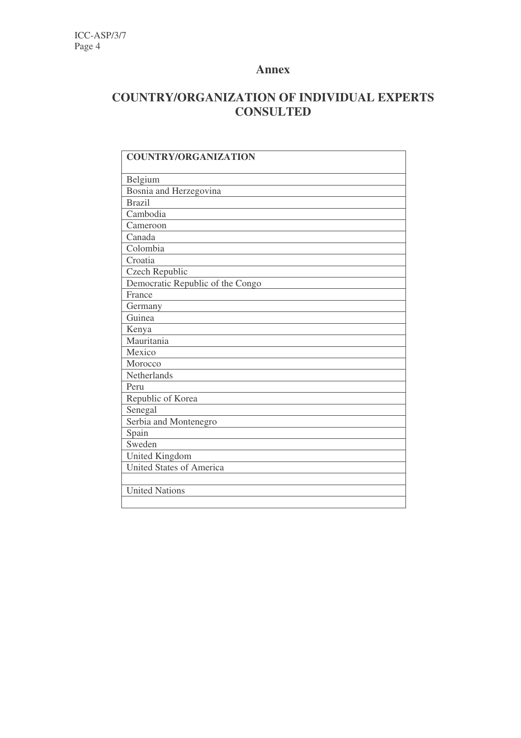# Annex

## COUNTRY/ORGANIZATION OF INDIVIDUAL EXPERTS CONSULTED

| **COUNTRY/ORGANIZATION** |
|---|
| Belgium |
| Bosnia and Herzegovina |
| Brazil |
| Cambodia |
| Cameroon |
| Canada |
| Colombia |
| Croatia |
| Czech Republic |
| Democratic Republic of the Congo |
| France |
| Germany |
| Guinea |
| Kenya |
| Mauritania |
| Mexico |
| Morocco |
| Netherlands |
| Peru |
| Republic of Korea |
| Senegal |
| Serbia and Montenegro |
| Spain |
| Sweden |
| United Kingdom |
| United States of America |
| |
| United Nations |
| |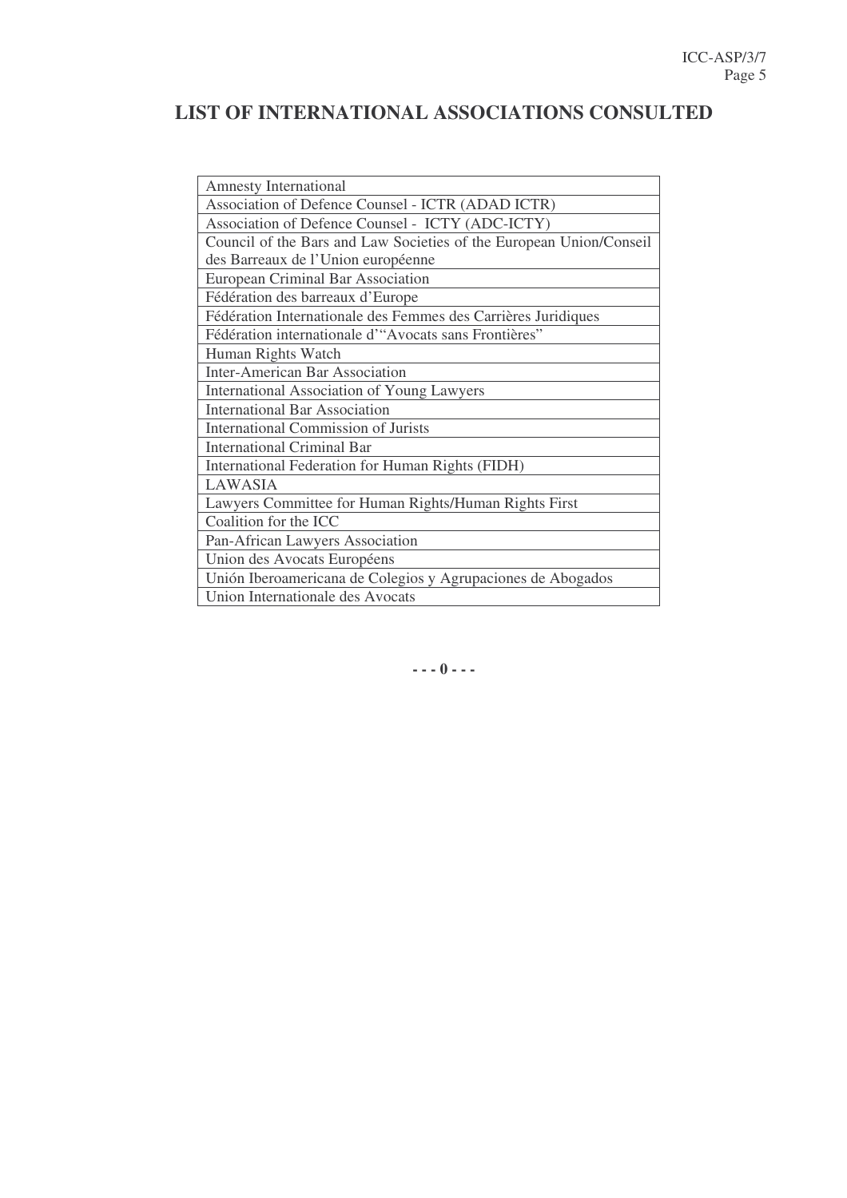# LIST OF INTERNATIONAL ASSOCIATIONS CONSULTED

| |
|---|
| Amnesty International |
| Association of Defence Counsel - ICTR (ADAD ICTR) |
| Association of Defence Counsel - ICTY (ADC-ICTY) |
| Council of the Bars and Law Societies of the European Union/Conseil des Barreaux de l'Union européenne |
| European Criminal Bar Association |
| Fédération des barreaux d'Europe |
| Fédération Internationale des Femmes des Carrières Juridiques |
| Fédération internationale d'"Avocats sans Frontières" |
| Human Rights Watch |
| Inter-American Bar Association |
| International Association of Young Lawyers |
| International Bar Association |
| International Commission of Jurists |
| International Criminal Bar |
| International Federation for Human Rights (FIDH) |
| LAWASIA |
| Lawyers Committee for Human Rights/Human Rights First |
| Coalition for the ICC |
| Pan-African Lawyers Association |
| Union des Avocats Européens |
| Unión Iberoamericana de Colegios y Agrupaciones de Abogados |
| Union Internationale des Avocats |

**- - - 0 - - -**